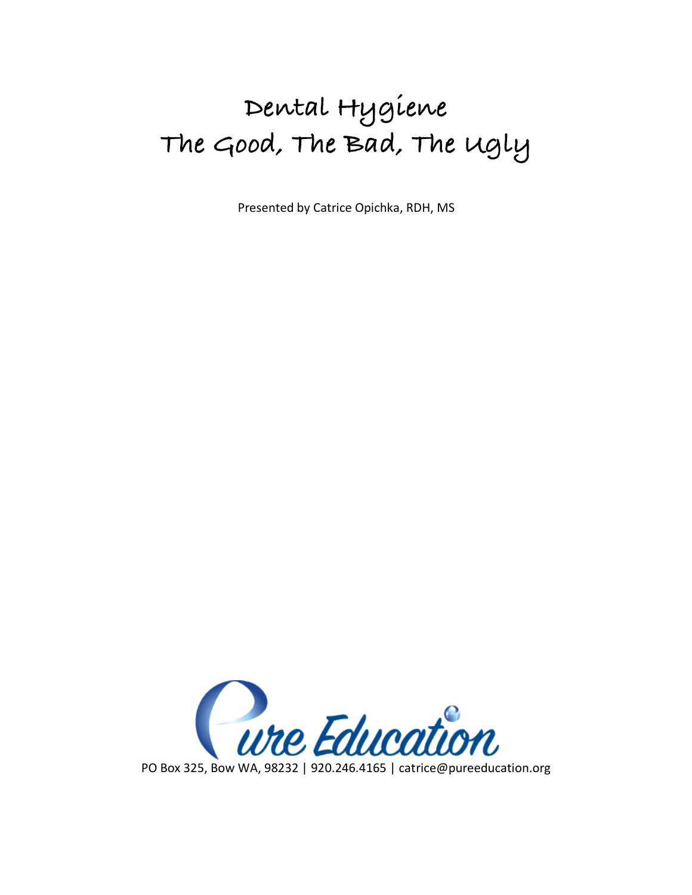# Dental Hygiene
# The Good, The Bad, The Ugly

Presented by Catrice Opichka, RDH, MS

Pure Education

PO Box 325, Bow WA, 98232 | 920.246.4165 | catrice@pureeducation.org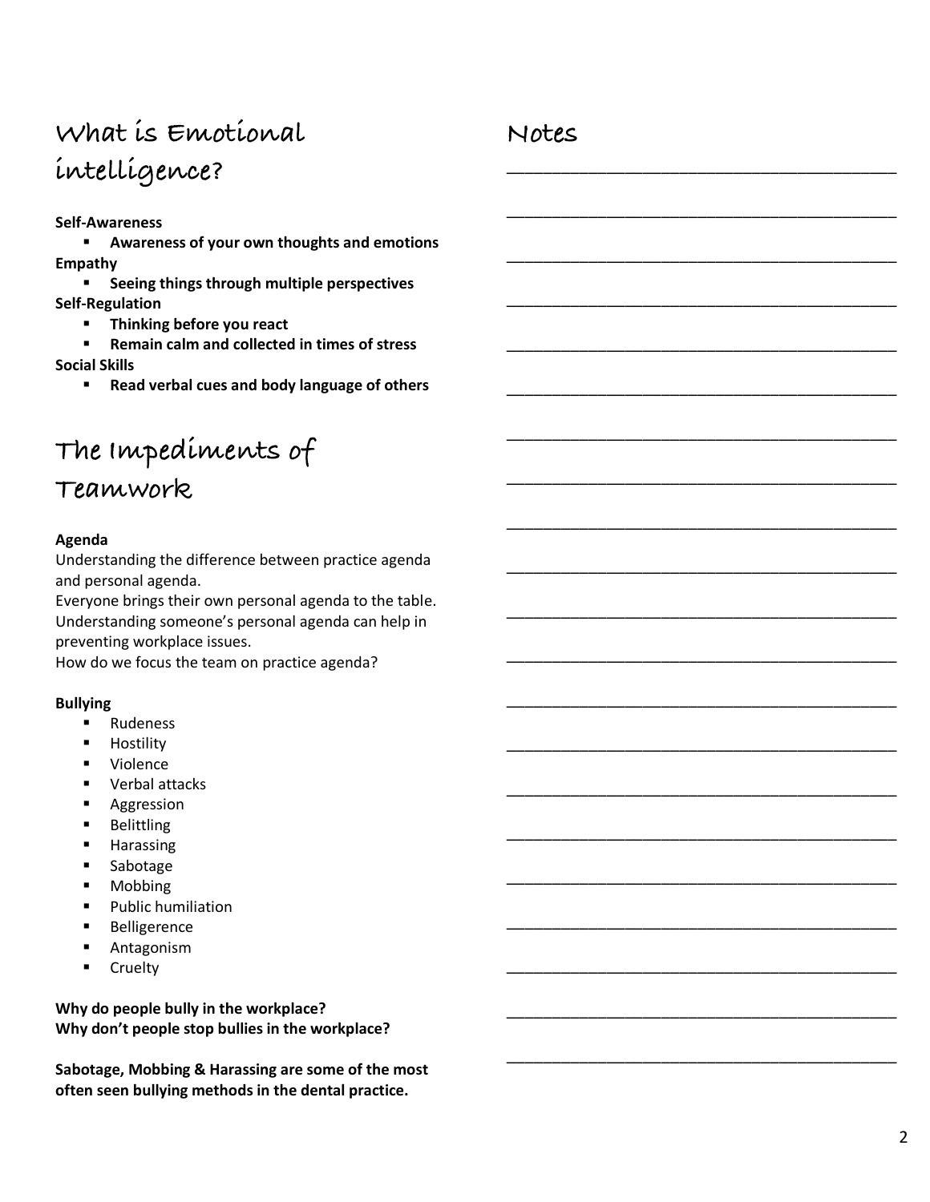## What is Emotional intelligence?

**Self-Awareness**

- **Awareness of your own thoughts and emotions**

**Empathy**

- **Seeing things through multiple perspectives**

**Self-Regulation**

- **Thinking before you react**
- **Remain calm and collected in times of stress**

**Social Skills**

- **Read verbal cues and body language of others**

## The Impediments of Teamwork

**Agenda**

Understanding the difference between practice agenda and personal agenda.

Everyone brings their own personal agenda to the table.

Understanding someone's personal agenda can help in preventing workplace issues.

How do we focus the team on practice agenda?

**Bullying**

- Rudeness
- Hostility
- Violence
- Verbal attacks
- Aggression
- Belittling
- Harassing
- Sabotage
- Mobbing
- Public humiliation
- Belligerence
- Antagonism
- Cruelty

**Why do people bully in the workplace?**
**Why don't people stop bullies in the workplace?**

**Sabotage, Mobbing & Harassing are some of the most often seen bullying methods in the dental practice.**

## Notes

_____________________________________________

_____________________________________________

_____________________________________________

_____________________________________________

_____________________________________________

_____________________________________________

_____________________________________________

_____________________________________________

_____________________________________________

_____________________________________________

_____________________________________________

_____________________________________________

_____________________________________________

_____________________________________________

_____________________________________________

_____________________________________________

_____________________________________________

_____________________________________________

_____________________________________________

_____________________________________________

_____________________________________________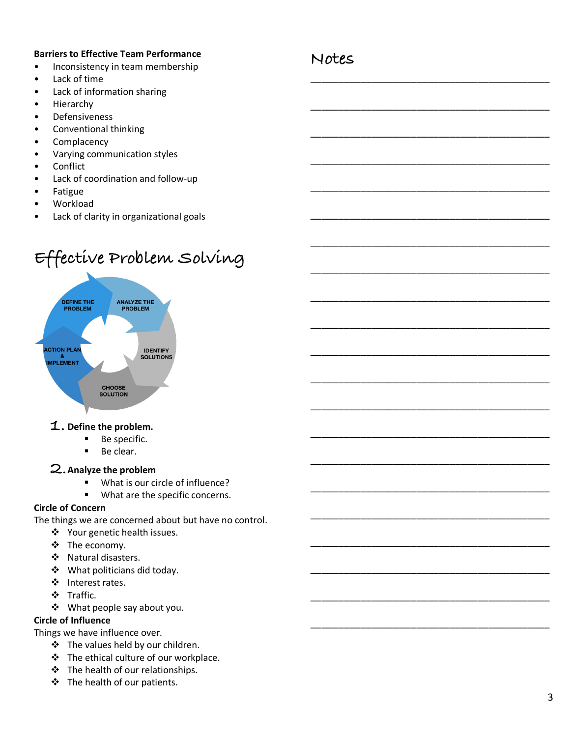**Barriers to Effective Team Performance**

- Inconsistency in team membership
- Lack of time
- Lack of information sharing
- Hierarchy
- Defensiveness
- Conventional thinking
- Complacency
- Varying communication styles
- Conflict
- Lack of coordination and follow-up
- Fatigue
- Workload
- Lack of clarity in organizational goals

# Effective Problem Solving

DEFINE THE PROBLEM → ANALYZE THE PROBLEM → IDENTIFY SOLUTIONS → CHOOSE SOLUTION → ACTION PLAN & IMPLEMENT

1. **Define the problem.**
   - Be specific.
   - Be clear.

2. **Analyze the problem**
   - What is our circle of influence?
   - What are the specific concerns.

**Circle of Concern**

The things we are concerned about but have no control.

- Your genetic health issues.
- The economy.
- Natural disasters.
- What politicians did today.
- Interest rates.
- Traffic.
- What people say about you.

**Circle of Influence**

Things we have influence over.

- The values held by our children.
- The ethical culture of our workplace.
- The health of our relationships.
- The health of our patients.

# Notes

______________________________________________

______________________________________________

______________________________________________

______________________________________________

______________________________________________

______________________________________________

______________________________________________

______________________________________________

______________________________________________

______________________________________________

______________________________________________

______________________________________________

______________________________________________

______________________________________________

______________________________________________

______________________________________________

______________________________________________

______________________________________________

______________________________________________

______________________________________________

______________________________________________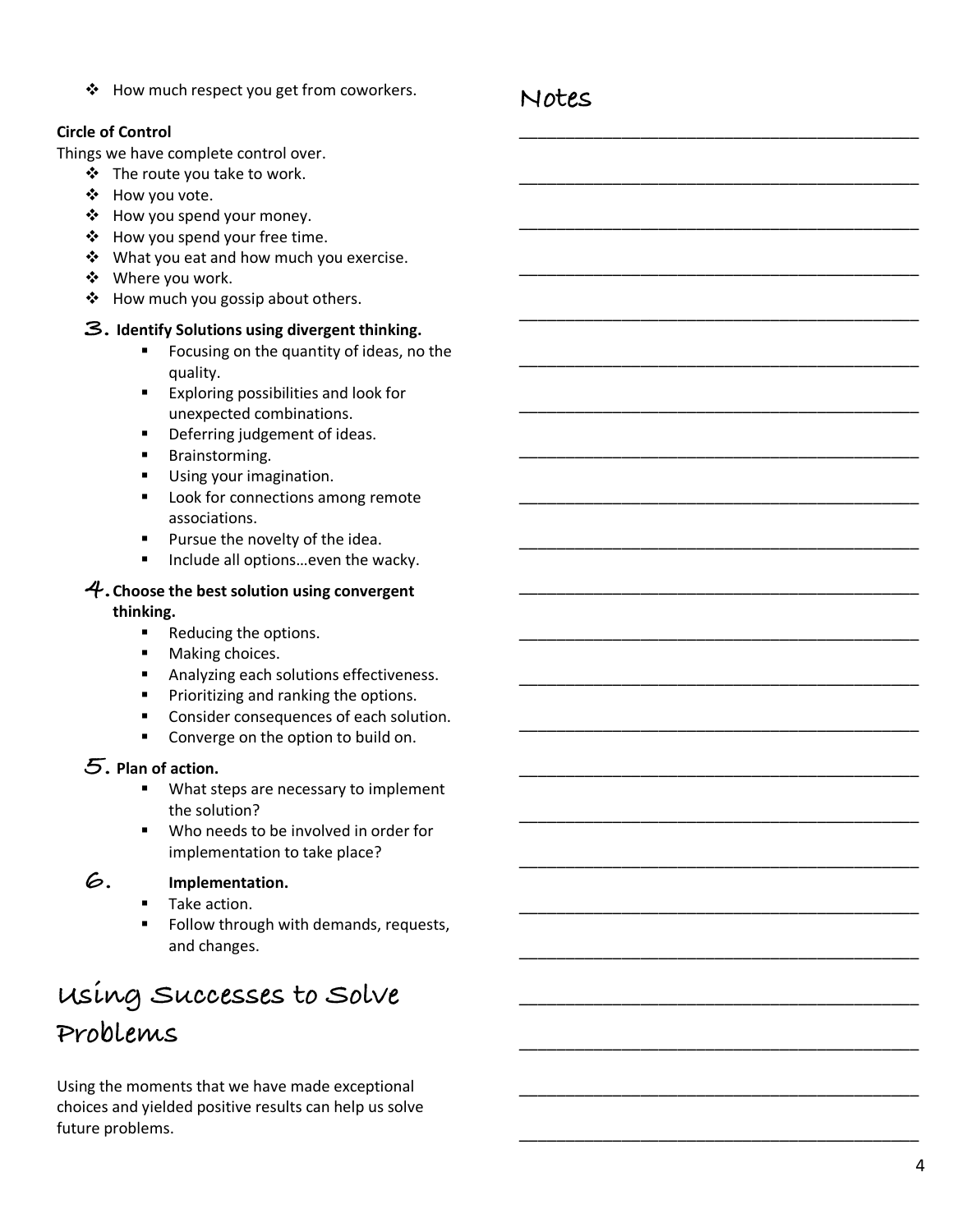- How much respect you get from coworkers.

**Circle of Control**

Things we have complete control over.

- The route you take to work.
- How you vote.
- How you spend your money.
- How you spend your free time.
- What you eat and how much you exercise.
- Where you work.
- How much you gossip about others.

3. **Identify Solutions using divergent thinking.**
   - Focusing on the quantity of ideas, no the quality.
   - Exploring possibilities and look for unexpected combinations.
   - Deferring judgement of ideas.
   - Brainstorming.
   - Using your imagination.
   - Look for connections among remote associations.
   - Pursue the novelty of the idea.
   - Include all options…even the wacky.

4. **Choose the best solution using convergent thinking.**
   - Reducing the options.
   - Making choices.
   - Analyzing each solutions effectiveness.
   - Prioritizing and ranking the options.
   - Consider consequences of each solution.
   - Converge on the option to build on.

5. **Plan of action.**
   - What steps are necessary to implement the solution?
   - Who needs to be involved in order for implementation to take place?

6. **Implementation.**
   - Take action.
   - Follow through with demands, requests, and changes.

## Using Successes to Solve Problems

Using the moments that we have made exceptional choices and yielded positive results can help us solve future problems.

## Notes

______________________________________________

______________________________________________

______________________________________________

______________________________________________

______________________________________________

______________________________________________

______________________________________________

______________________________________________

______________________________________________

______________________________________________

______________________________________________

______________________________________________

______________________________________________

______________________________________________

______________________________________________

______________________________________________

______________________________________________

______________________________________________

______________________________________________

______________________________________________

______________________________________________

______________________________________________

______________________________________________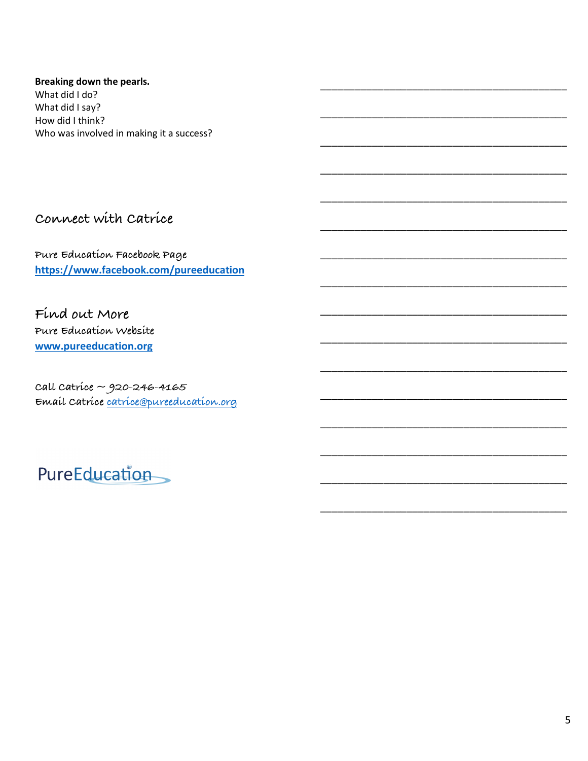**Breaking down the pearls.**
What did I do?
What did I say?
How did I think?
Who was involved in making it a success?

## Connect with Catrice

Pure Education Facebook Page
**https://www.facebook.com/pureeducation**

## Find out More

Pure Education Website
**www.pureeducation.org**

Call Catrice ~ 920-246-4165
Email Catrice catrice@pureeducation.org

PureEducation

______________________________________________

______________________________________________

______________________________________________

______________________________________________

______________________________________________

______________________________________________

______________________________________________

______________________________________________

______________________________________________

______________________________________________

______________________________________________

______________________________________________

______________________________________________

______________________________________________

______________________________________________

______________________________________________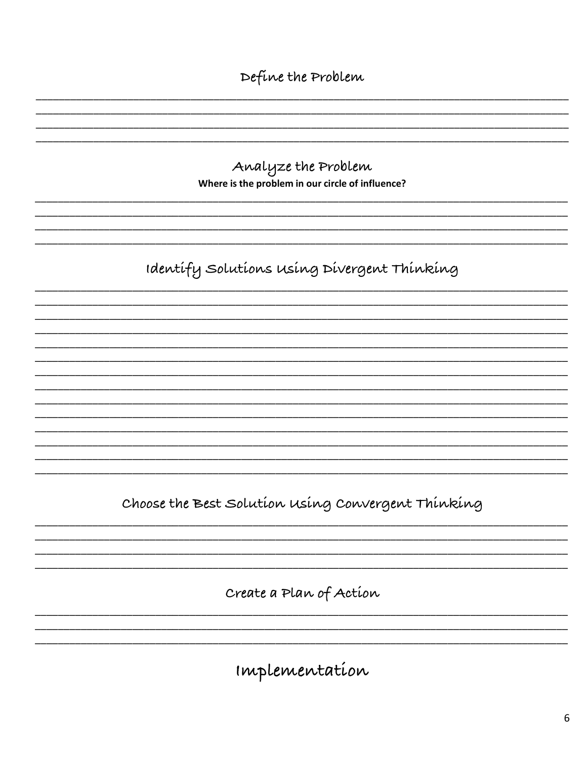## Define the Problem

________________________________________________________________________________
________________________________________________________________________________
________________________________________________________________________________
________________________________________________________________________________

## Analyze the Problem

**Where is the problem in our circle of influence?**

________________________________________________________________________________
________________________________________________________________________________
________________________________________________________________________________
________________________________________________________________________________

## Identify Solutions Using Divergent Thinking

________________________________________________________________________________
________________________________________________________________________________
________________________________________________________________________________
________________________________________________________________________________
________________________________________________________________________________
________________________________________________________________________________
________________________________________________________________________________
________________________________________________________________________________
________________________________________________________________________________
________________________________________________________________________________
________________________________________________________________________________
________________________________________________________________________________
________________________________________________________________________________
________________________________________________________________________________

## Choose the Best Solution Using Convergent Thinking

________________________________________________________________________________
________________________________________________________________________________
________________________________________________________________________________
________________________________________________________________________________

## Create a Plan of Action

________________________________________________________________________________
________________________________________________________________________________
________________________________________________________________________________

# Implementation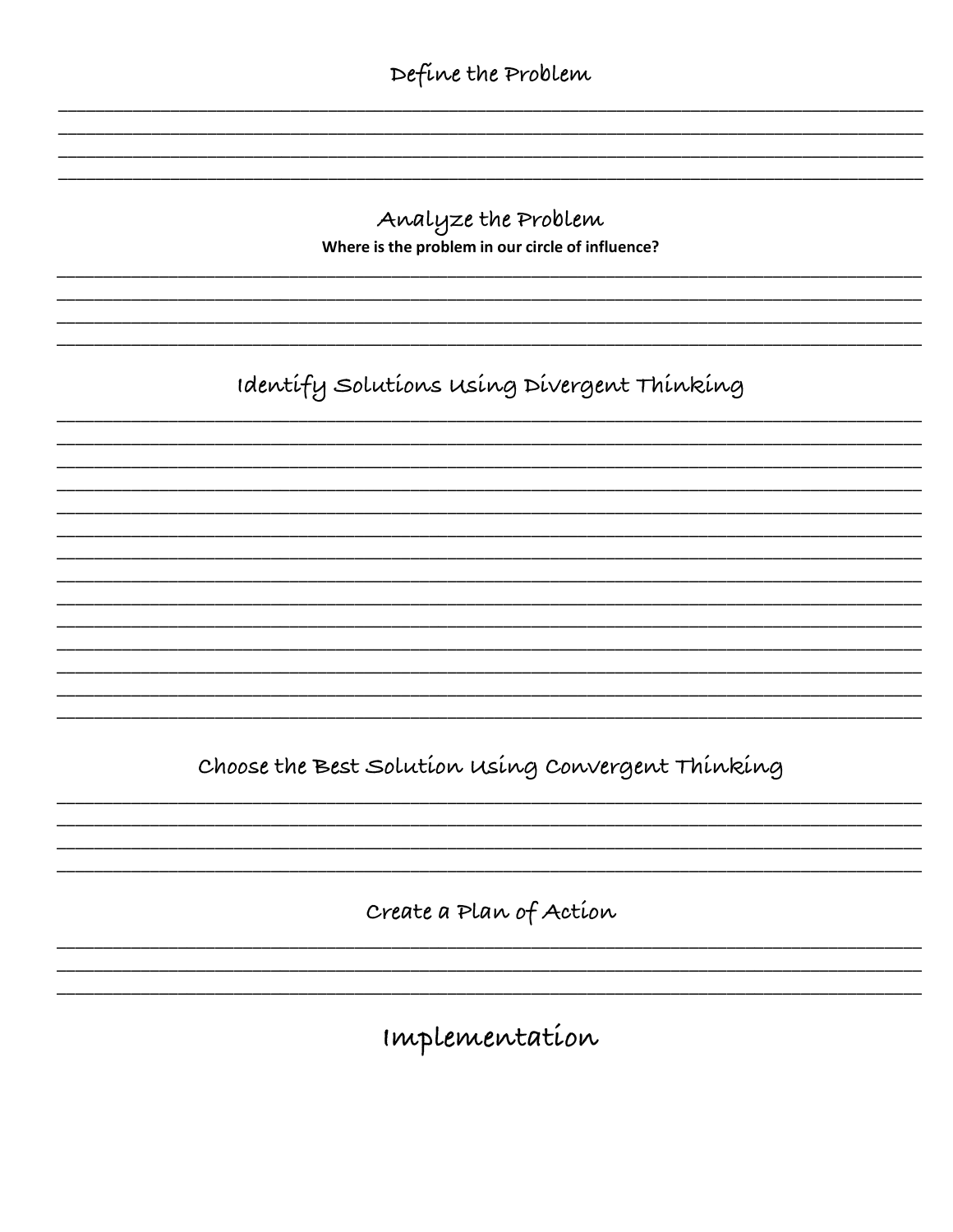## Define the Problem

______________________________________________________________________________________
______________________________________________________________________________________
______________________________________________________________________________________
______________________________________________________________________________________

## Analyze the Problem

**Where is the problem in our circle of influence?**

______________________________________________________________________________________
______________________________________________________________________________________
______________________________________________________________________________________
______________________________________________________________________________________

## Identify Solutions Using Divergent Thinking

______________________________________________________________________________________
______________________________________________________________________________________
______________________________________________________________________________________
______________________________________________________________________________________
______________________________________________________________________________________
______________________________________________________________________________________
______________________________________________________________________________________
______________________________________________________________________________________
______________________________________________________________________________________
______________________________________________________________________________________
______________________________________________________________________________________
______________________________________________________________________________________
______________________________________________________________________________________
______________________________________________________________________________________

## Choose the Best Solution Using Convergent Thinking

______________________________________________________________________________________
______________________________________________________________________________________
______________________________________________________________________________________
______________________________________________________________________________________

## Create a Plan of Action

______________________________________________________________________________________
______________________________________________________________________________________
______________________________________________________________________________________

# Implementation